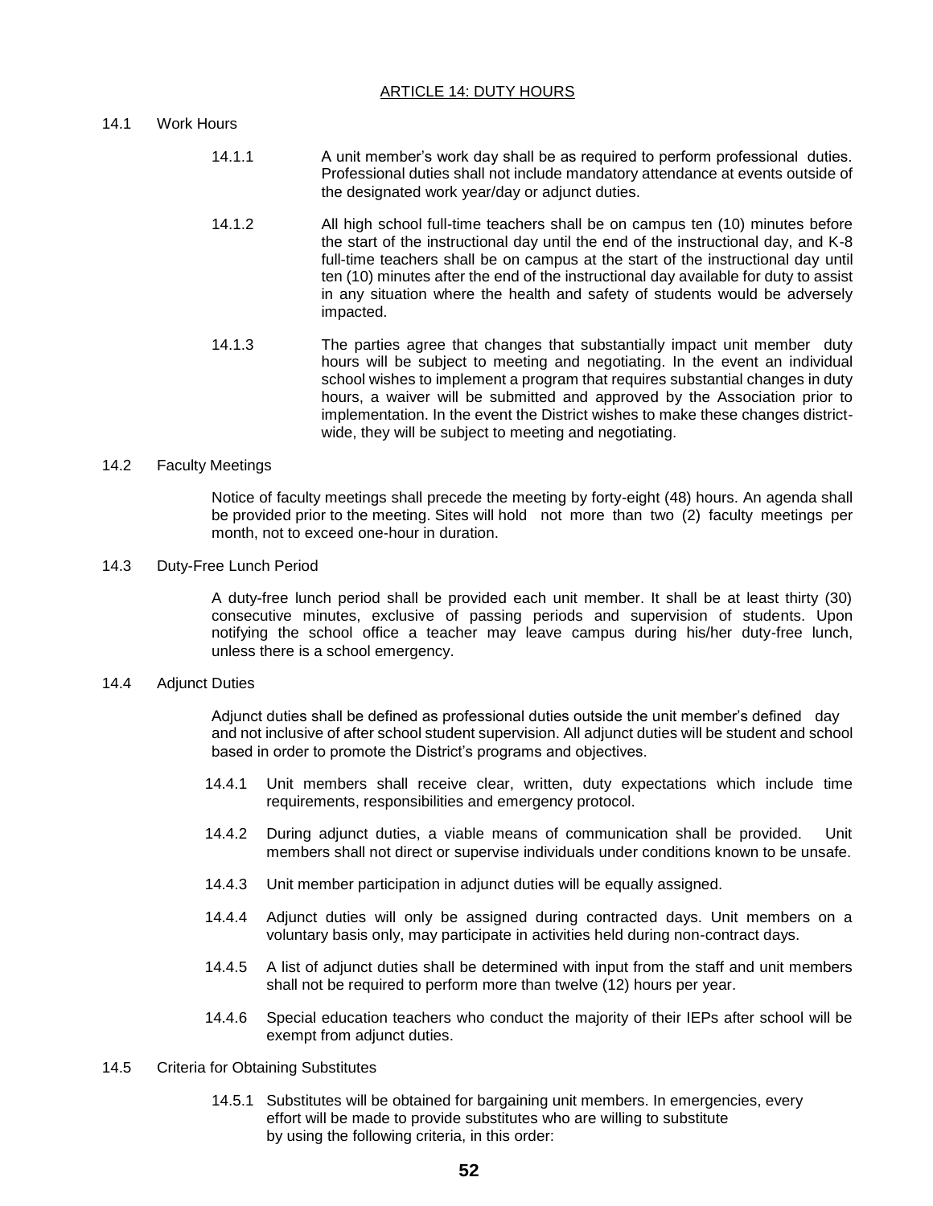## ARTICLE 14: DUTY HOURS

14.1 Work Hours

14.1.1 A unit member's work day shall be as required to perform professional duties. Professional duties shall not include mandatory attendance at events outside of the designated work year/day or adjunct duties.

14.1.2 All high school full-time teachers shall be on campus ten (10) minutes before the start of the instructional day until the end of the instructional day, and K-8 full-time teachers shall be on campus at the start of the instructional day until ten (10) minutes after the end of the instructional day available for duty to assist in any situation where the health and safety of students would be adversely impacted.

14.1.3 The parties agree that changes that substantially impact unit member duty hours will be subject to meeting and negotiating. In the event an individual school wishes to implement a program that requires substantial changes in duty hours, a waiver will be submitted and approved by the Association prior to implementation. In the event the District wishes to make these changes district-wide, they will be subject to meeting and negotiating.

14.2 Faculty Meetings

Notice of faculty meetings shall precede the meeting by forty-eight (48) hours. An agenda shall be provided prior to the meeting. Sites will hold not more than two (2) faculty meetings per month, not to exceed one-hour in duration.

14.3 Duty-Free Lunch Period

A duty-free lunch period shall be provided each unit member. It shall be at least thirty (30) consecutive minutes, exclusive of passing periods and supervision of students. Upon notifying the school office a teacher may leave campus during his/her duty-free lunch, unless there is a school emergency.

14.4 Adjunct Duties

Adjunct duties shall be defined as professional duties outside the unit member's defined day and not inclusive of after school student supervision. All adjunct duties will be student and school based in order to promote the District's programs and objectives.

14.4.1 Unit members shall receive clear, written, duty expectations which include time requirements, responsibilities and emergency protocol.

14.4.2 During adjunct duties, a viable means of communication shall be provided. Unit members shall not direct or supervise individuals under conditions known to be unsafe.

14.4.3 Unit member participation in adjunct duties will be equally assigned.

14.4.4 Adjunct duties will only be assigned during contracted days. Unit members on a voluntary basis only, may participate in activities held during non-contract days.

14.4.5 A list of adjunct duties shall be determined with input from the staff and unit members shall not be required to perform more than twelve (12) hours per year.

14.4.6 Special education teachers who conduct the majority of their IEPs after school will be exempt from adjunct duties.

14.5 Criteria for Obtaining Substitutes

14.5.1 Substitutes will be obtained for bargaining unit members. In emergencies, every effort will be made to provide substitutes who are willing to substitute by using the following criteria, in this order: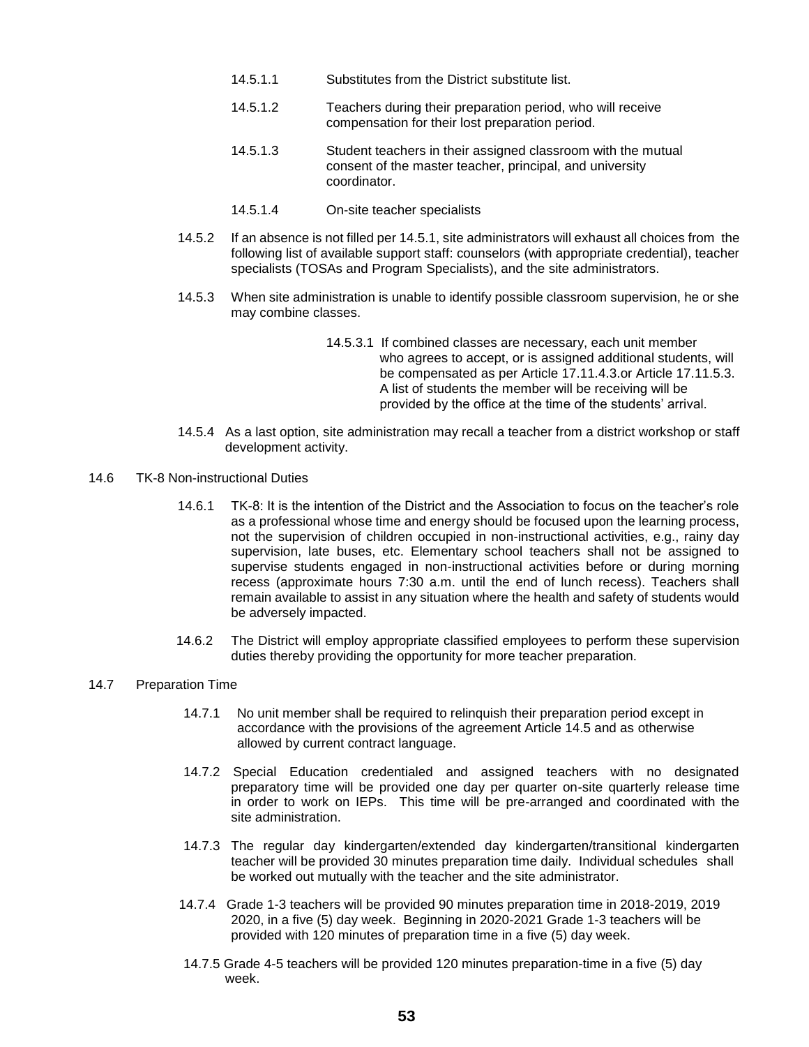14.5.1.1 Substitutes from the District substitute list.

14.5.1.2 Teachers during their preparation period, who will receive compensation for their lost preparation period.

14.5.1.3 Student teachers in their assigned classroom with the mutual consent of the master teacher, principal, and university coordinator.

14.5.1.4 On-site teacher specialists

14.5.2 If an absence is not filled per 14.5.1, site administrators will exhaust all choices from the following list of available support staff: counselors (with appropriate credential), teacher specialists (TOSAs and Program Specialists), and the site administrators.

14.5.3 When site administration is unable to identify possible classroom supervision, he or she may combine classes.

14.5.3.1 If combined classes are necessary, each unit member who agrees to accept, or is assigned additional students, will be compensated as per Article 17.11.4.3.or Article 17.11.5.3. A list of students the member will be receiving will be provided by the office at the time of the students' arrival.

14.5.4 As a last option, site administration may recall a teacher from a district workshop or staff development activity.

14.6 TK-8 Non-instructional Duties

14.6.1 TK-8: It is the intention of the District and the Association to focus on the teacher's role as a professional whose time and energy should be focused upon the learning process, not the supervision of children occupied in non-instructional activities, e.g., rainy day supervision, late buses, etc. Elementary school teachers shall not be assigned to supervise students engaged in non-instructional activities before or during morning recess (approximate hours 7:30 a.m. until the end of lunch recess). Teachers shall remain available to assist in any situation where the health and safety of students would be adversely impacted.

14.6.2 The District will employ appropriate classified employees to perform these supervision duties thereby providing the opportunity for more teacher preparation.

14.7 Preparation Time

14.7.1 No unit member shall be required to relinquish their preparation period except in accordance with the provisions of the agreement Article 14.5 and as otherwise allowed by current contract language.

14.7.2 Special Education credentialed and assigned teachers with no designated preparatory time will be provided one day per quarter on-site quarterly release time in order to work on IEPs. This time will be pre-arranged and coordinated with the site administration.

14.7.3 The regular day kindergarten/extended day kindergarten/transitional kindergarten teacher will be provided 30 minutes preparation time daily. Individual schedules shall be worked out mutually with the teacher and the site administrator.

14.7.4 Grade 1-3 teachers will be provided 90 minutes preparation time in 2018-2019, 2019 2020, in a five (5) day week. Beginning in 2020-2021 Grade 1-3 teachers will be provided with 120 minutes of preparation time in a five (5) day week.

14.7.5 Grade 4-5 teachers will be provided 120 minutes preparation-time in a five (5) day week.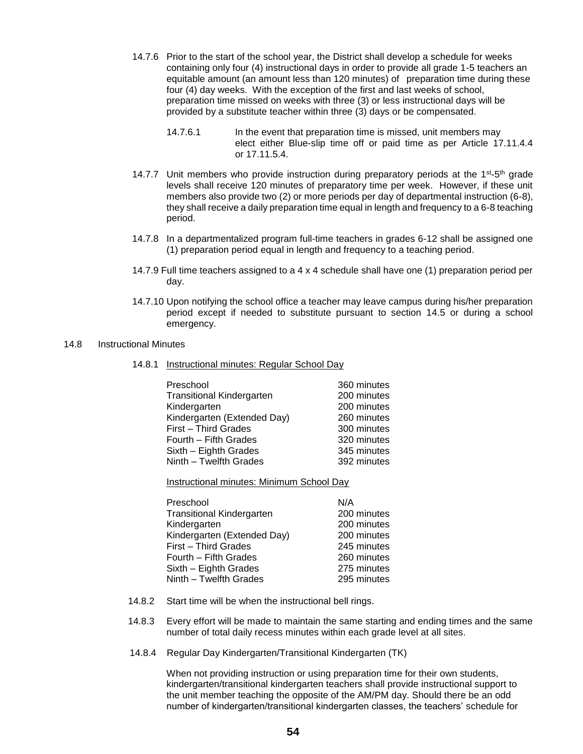14.7.6 Prior to the start of the school year, the District shall develop a schedule for weeks containing only four (4) instructional days in order to provide all grade 1-5 teachers an equitable amount (an amount less than 120 minutes) of preparation time during these four (4) day weeks. With the exception of the first and last weeks of school, preparation time missed on weeks with three (3) or less instructional days will be provided by a substitute teacher within three (3) days or be compensated.

14.7.6.1 In the event that preparation time is missed, unit members may elect either Blue-slip time off or paid time as per Article 17.11.4.4 or 17.11.5.4.

14.7.7 Unit members who provide instruction during preparatory periods at the 1st-5th grade levels shall receive 120 minutes of preparatory time per week. However, if these unit members also provide two (2) or more periods per day of departmental instruction (6-8), they shall receive a daily preparation time equal in length and frequency to a 6-8 teaching period.

14.7.8 In a departmentalized program full-time teachers in grades 6-12 shall be assigned one (1) preparation period equal in length and frequency to a teaching period.

14.7.9 Full time teachers assigned to a 4 x 4 schedule shall have one (1) preparation period per day.

14.7.10 Upon notifying the school office a teacher may leave campus during his/her preparation period except if needed to substitute pursuant to section 14.5 or during a school emergency.

## 14.8 Instructional Minutes

14.8.1 Instructional minutes: Regular School Day

| | |
|---|---|
| Preschool | 360 minutes |
| Transitional Kindergarten | 200 minutes |
| Kindergarten | 200 minutes |
| Kindergarten (Extended Day) | 260 minutes |
| First – Third Grades | 300 minutes |
| Fourth – Fifth Grades | 320 minutes |
| Sixth – Eighth Grades | 345 minutes |
| Ninth – Twelfth Grades | 392 minutes |

Instructional minutes: Minimum School Day

| | |
|---|---|
| Preschool | N/A |
| Transitional Kindergarten | 200 minutes |
| Kindergarten | 200 minutes |
| Kindergarten (Extended Day) | 200 minutes |
| First – Third Grades | 245 minutes |
| Fourth – Fifth Grades | 260 minutes |
| Sixth – Eighth Grades | 275 minutes |
| Ninth – Twelfth Grades | 295 minutes |

14.8.2 Start time will be when the instructional bell rings.

14.8.3 Every effort will be made to maintain the same starting and ending times and the same number of total daily recess minutes within each grade level at all sites.

14.8.4 Regular Day Kindergarten/Transitional Kindergarten (TK)

When not providing instruction or using preparation time for their own students, kindergarten/transitional kindergarten teachers shall provide instructional support to the unit member teaching the opposite of the AM/PM day. Should there be an odd number of kindergarten/transitional kindergarten classes, the teachers' schedule for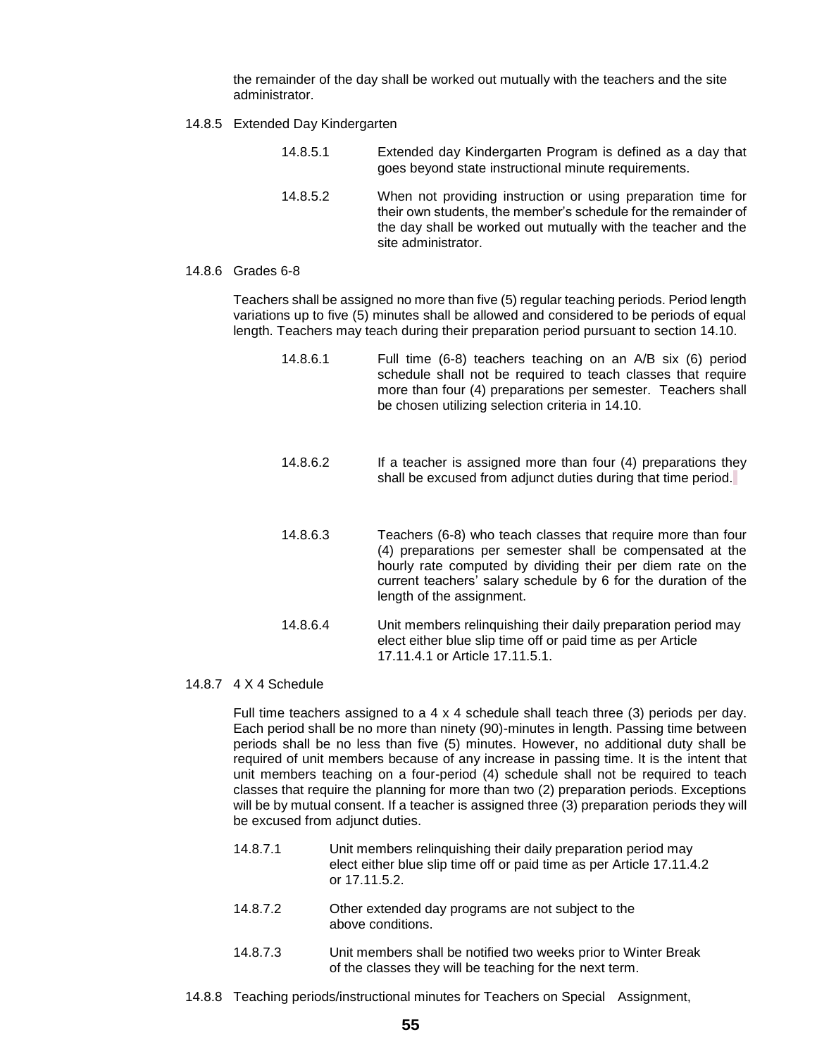the remainder of the day shall be worked out mutually with the teachers and the site administrator.

14.8.5 Extended Day Kindergarten

14.8.5.1 Extended day Kindergarten Program is defined as a day that goes beyond state instructional minute requirements.

14.8.5.2 When not providing instruction or using preparation time for their own students, the member's schedule for the remainder of the day shall be worked out mutually with the teacher and the site administrator.

14.8.6 Grades 6-8

Teachers shall be assigned no more than five (5) regular teaching periods. Period length variations up to five (5) minutes shall be allowed and considered to be periods of equal length. Teachers may teach during their preparation period pursuant to section 14.10.

14.8.6.1 Full time (6-8) teachers teaching on an A/B six (6) period schedule shall not be required to teach classes that require more than four (4) preparations per semester. Teachers shall be chosen utilizing selection criteria in 14.10.

14.8.6.2 If a teacher is assigned more than four (4) preparations they shall be excused from adjunct duties during that time period.

14.8.6.3 Teachers (6-8) who teach classes that require more than four (4) preparations per semester shall be compensated at the hourly rate computed by dividing their per diem rate on the current teachers' salary schedule by 6 for the duration of the length of the assignment.

14.8.6.4 Unit members relinquishing their daily preparation period may elect either blue slip time off or paid time as per Article 17.11.4.1 or Article 17.11.5.1.

14.8.7 4 X 4 Schedule

Full time teachers assigned to a 4 x 4 schedule shall teach three (3) periods per day. Each period shall be no more than ninety (90)-minutes in length. Passing time between periods shall be no less than five (5) minutes. However, no additional duty shall be required of unit members because of any increase in passing time. It is the intent that unit members teaching on a four-period (4) schedule shall not be required to teach classes that require the planning for more than two (2) preparation periods. Exceptions will be by mutual consent. If a teacher is assigned three (3) preparation periods they will be excused from adjunct duties.

14.8.7.1 Unit members relinquishing their daily preparation period may elect either blue slip time off or paid time as per Article 17.11.4.2 or 17.11.5.2.

14.8.7.2 Other extended day programs are not subject to the above conditions.

14.8.7.3 Unit members shall be notified two weeks prior to Winter Break of the classes they will be teaching for the next term.

14.8.8 Teaching periods/instructional minutes for Teachers on Special Assignment,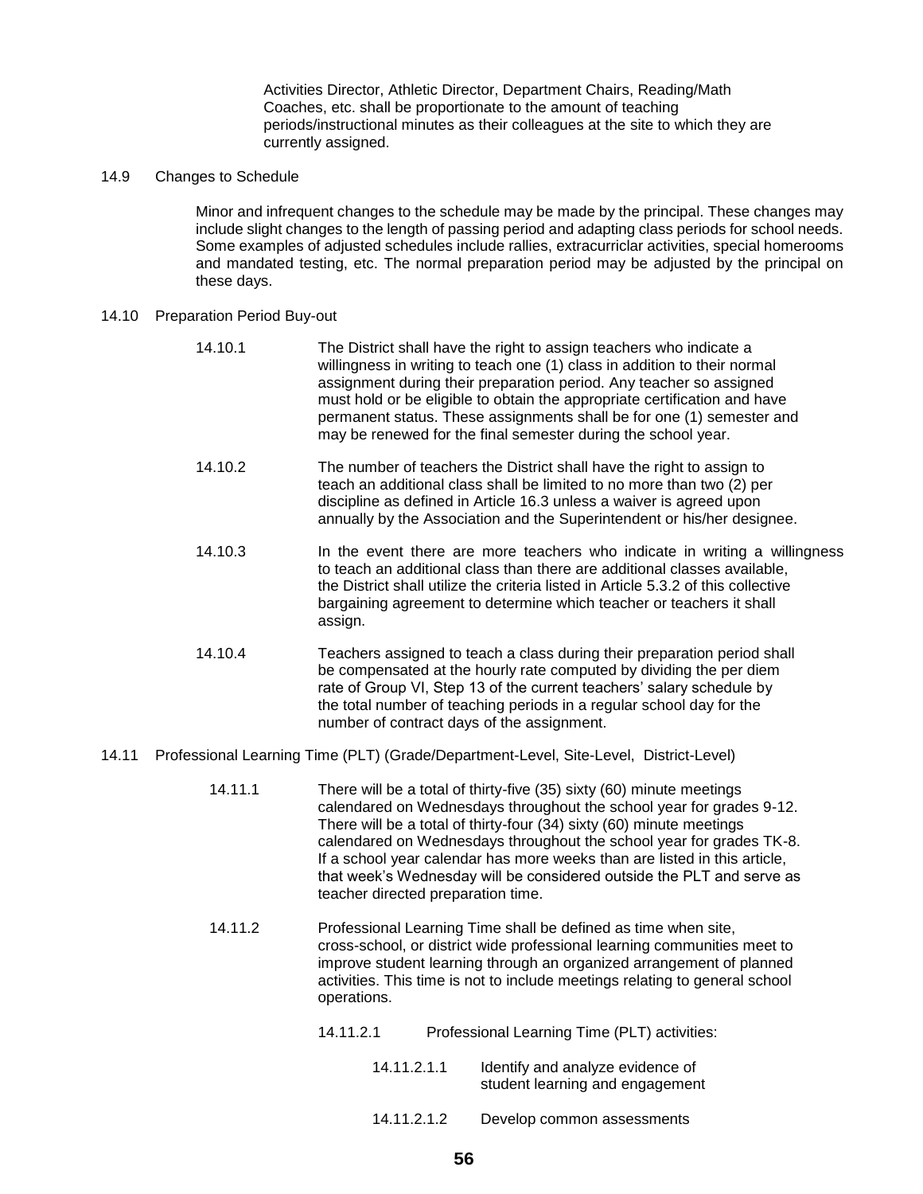Activities Director, Athletic Director, Department Chairs, Reading/Math Coaches, etc. shall be proportionate to the amount of teaching periods/instructional minutes as their colleagues at the site to which they are currently assigned.

14.9 Changes to Schedule

Minor and infrequent changes to the schedule may be made by the principal. These changes may include slight changes to the length of passing period and adapting class periods for school needs. Some examples of adjusted schedules include rallies, extracurriclar activities, special homerooms and mandated testing, etc. The normal preparation period may be adjusted by the principal on these days.

14.10 Preparation Period Buy-out

14.10.1 The District shall have the right to assign teachers who indicate a willingness in writing to teach one (1) class in addition to their normal assignment during their preparation period. Any teacher so assigned must hold or be eligible to obtain the appropriate certification and have permanent status. These assignments shall be for one (1) semester and may be renewed for the final semester during the school year.

14.10.2 The number of teachers the District shall have the right to assign to teach an additional class shall be limited to no more than two (2) per discipline as defined in Article 16.3 unless a waiver is agreed upon annually by the Association and the Superintendent or his/her designee.

14.10.3 In the event there are more teachers who indicate in writing a willingness to teach an additional class than there are additional classes available, the District shall utilize the criteria listed in Article 5.3.2 of this collective bargaining agreement to determine which teacher or teachers it shall assign.

14.10.4 Teachers assigned to teach a class during their preparation period shall be compensated at the hourly rate computed by dividing the per diem rate of Group VI, Step 13 of the current teachers' salary schedule by the total number of teaching periods in a regular school day for the number of contract days of the assignment.

14.11 Professional Learning Time (PLT) (Grade/Department-Level, Site-Level, District-Level)

14.11.1 There will be a total of thirty-five (35) sixty (60) minute meetings calendared on Wednesdays throughout the school year for grades 9-12. There will be a total of thirty-four (34) sixty (60) minute meetings calendared on Wednesdays throughout the school year for grades TK-8. If a school year calendar has more weeks than are listed in this article, that week's Wednesday will be considered outside the PLT and serve as teacher directed preparation time.

14.11.2 Professional Learning Time shall be defined as time when site, cross-school, or district wide professional learning communities meet to improve student learning through an organized arrangement of planned activities. This time is not to include meetings relating to general school operations.

14.11.2.1 Professional Learning Time (PLT) activities:

14.11.2.1.1 Identify and analyze evidence of student learning and engagement

14.11.2.1.2 Develop common assessments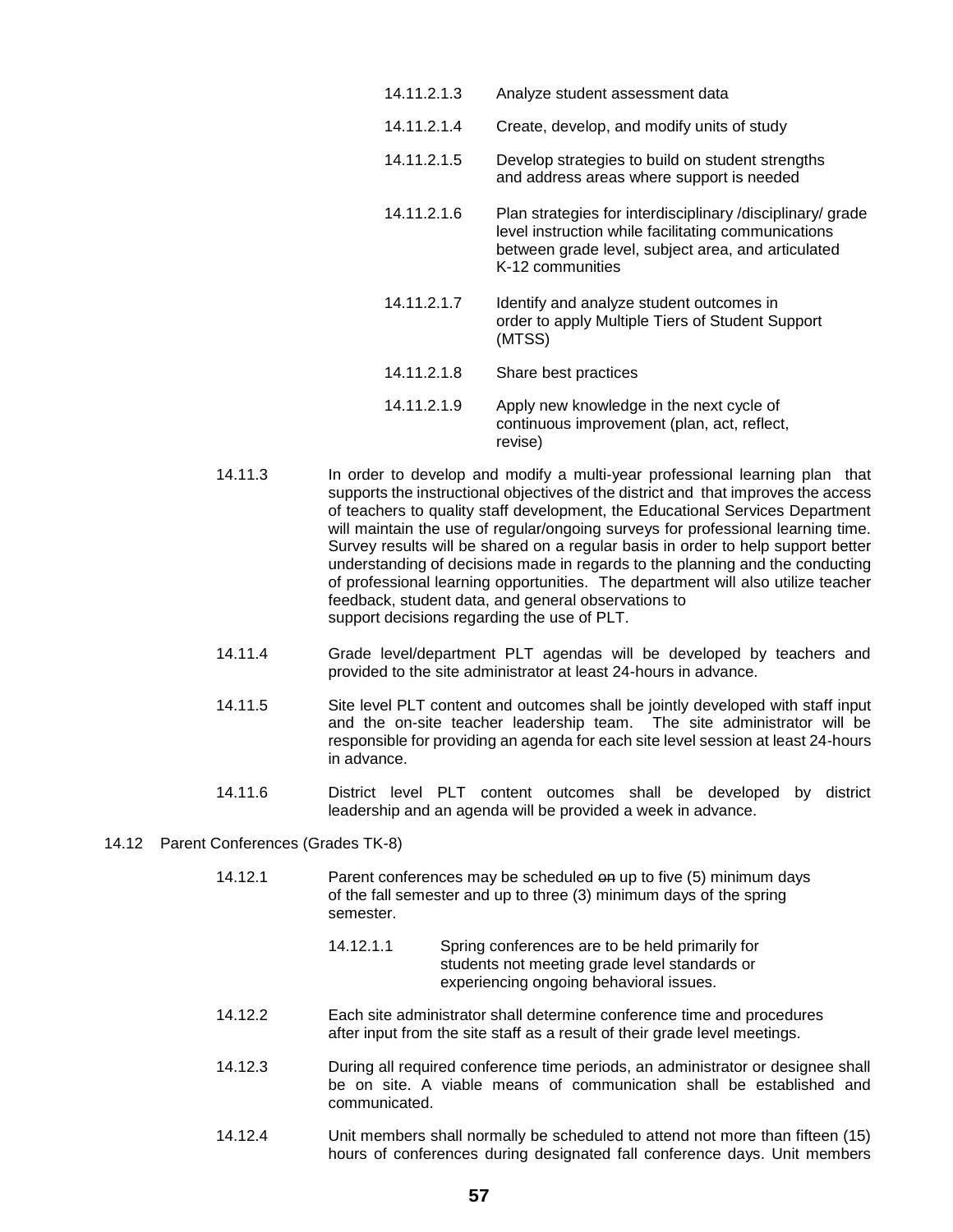14.11.2.1.3 Analyze student assessment data

14.11.2.1.4 Create, develop, and modify units of study

14.11.2.1.5 Develop strategies to build on student strengths and address areas where support is needed

14.11.2.1.6 Plan strategies for interdisciplinary /disciplinary/ grade level instruction while facilitating communications between grade level, subject area, and articulated K-12 communities

14.11.2.1.7 Identify and analyze student outcomes in order to apply Multiple Tiers of Student Support (MTSS)

14.11.2.1.8 Share best practices

14.11.2.1.9 Apply new knowledge in the next cycle of continuous improvement (plan, act, reflect, revise)

14.11.3 In order to develop and modify a multi-year professional learning plan that supports the instructional objectives of the district and that improves the access of teachers to quality staff development, the Educational Services Department will maintain the use of regular/ongoing surveys for professional learning time. Survey results will be shared on a regular basis in order to help support better understanding of decisions made in regards to the planning and the conducting of professional learning opportunities. The department will also utilize teacher feedback, student data, and general observations to support decisions regarding the use of PLT.

14.11.4 Grade level/department PLT agendas will be developed by teachers and provided to the site administrator at least 24-hours in advance.

14.11.5 Site level PLT content and outcomes shall be jointly developed with staff input and the on-site teacher leadership team. The site administrator will be responsible for providing an agenda for each site level session at least 24-hours in advance.

14.11.6 District level PLT content outcomes shall be developed by district leadership and an agenda will be provided a week in advance.

14.12 Parent Conferences (Grades TK-8)

14.12.1 Parent conferences may be scheduled ~~on~~ up to five (5) minimum days of the fall semester and up to three (3) minimum days of the spring semester.

14.12.1.1 Spring conferences are to be held primarily for students not meeting grade level standards or experiencing ongoing behavioral issues.

14.12.2 Each site administrator shall determine conference time and procedures after input from the site staff as a result of their grade level meetings.

14.12.3 During all required conference time periods, an administrator or designee shall be on site. A viable means of communication shall be established and communicated.

14.12.4 Unit members shall normally be scheduled to attend not more than fifteen (15) hours of conferences during designated fall conference days. Unit members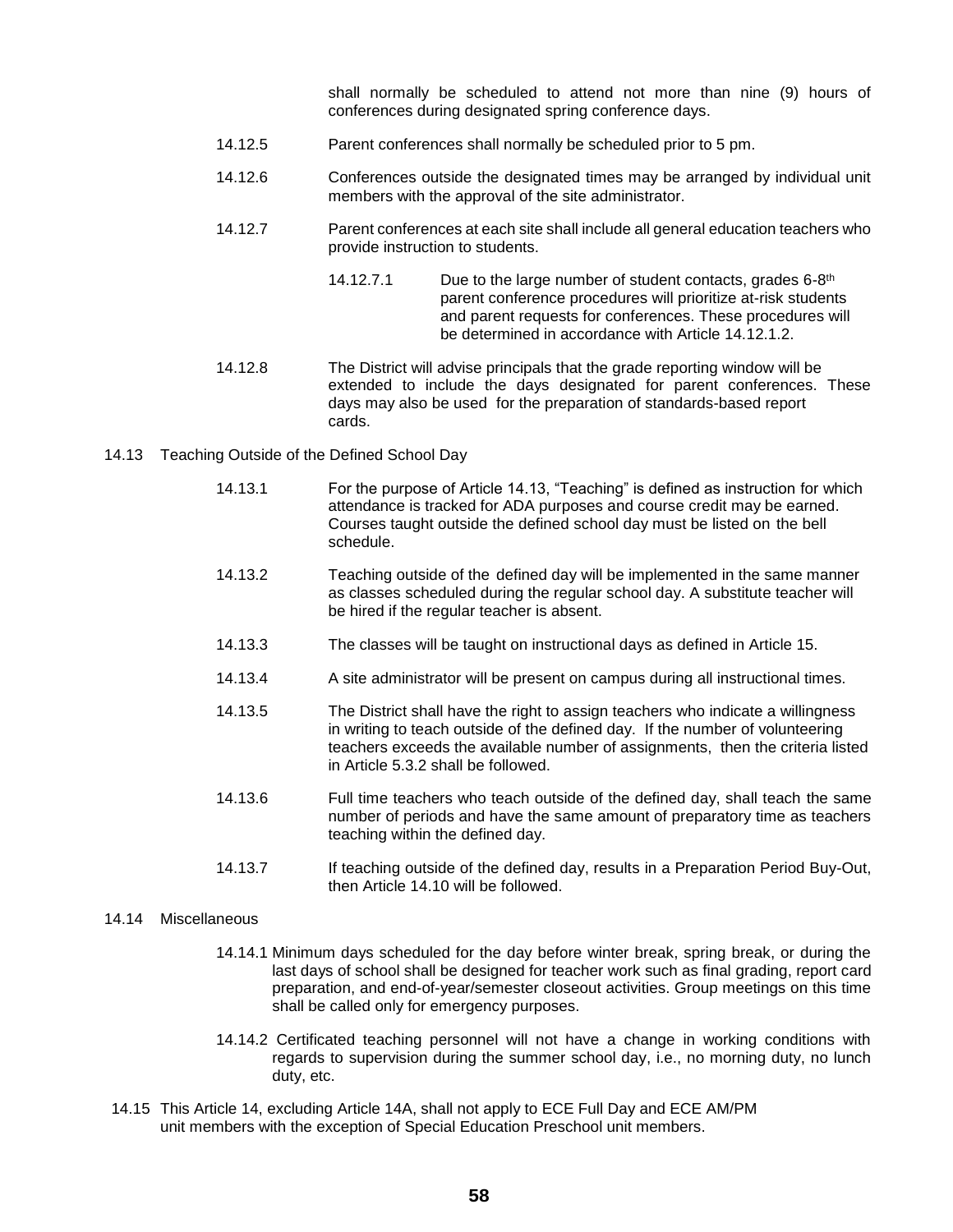shall normally be scheduled to attend not more than nine (9) hours of conferences during designated spring conference days.

14.12.5 Parent conferences shall normally be scheduled prior to 5 pm.

14.12.6 Conferences outside the designated times may be arranged by individual unit members with the approval of the site administrator.

14.12.7 Parent conferences at each site shall include all general education teachers who provide instruction to students.

14.12.7.1 Due to the large number of student contacts, grades 6-8th parent conference procedures will prioritize at-risk students and parent requests for conferences. These procedures will be determined in accordance with Article 14.12.1.2.

14.12.8 The District will advise principals that the grade reporting window will be extended to include the days designated for parent conferences. These days may also be used for the preparation of standards-based report cards.

14.13 Teaching Outside of the Defined School Day

14.13.1 For the purpose of Article 14.13, "Teaching" is defined as instruction for which attendance is tracked for ADA purposes and course credit may be earned. Courses taught outside the defined school day must be listed on the bell schedule.

14.13.2 Teaching outside of the defined day will be implemented in the same manner as classes scheduled during the regular school day. A substitute teacher will be hired if the regular teacher is absent.

14.13.3 The classes will be taught on instructional days as defined in Article 15.

14.13.4 A site administrator will be present on campus during all instructional times.

14.13.5 The District shall have the right to assign teachers who indicate a willingness in writing to teach outside of the defined day. If the number of volunteering teachers exceeds the available number of assignments, then the criteria listed in Article 5.3.2 shall be followed.

14.13.6 Full time teachers who teach outside of the defined day, shall teach the same number of periods and have the same amount of preparatory time as teachers teaching within the defined day.

14.13.7 If teaching outside of the defined day, results in a Preparation Period Buy-Out, then Article 14.10 will be followed.

14.14 Miscellaneous

14.14.1 Minimum days scheduled for the day before winter break, spring break, or during the last days of school shall be designed for teacher work such as final grading, report card preparation, and end-of-year/semester closeout activities. Group meetings on this time shall be called only for emergency purposes.

14.14.2 Certificated teaching personnel will not have a change in working conditions with regards to supervision during the summer school day, i.e., no morning duty, no lunch duty, etc.

14.15 This Article 14, excluding Article 14A, shall not apply to ECE Full Day and ECE AM/PM unit members with the exception of Special Education Preschool unit members.